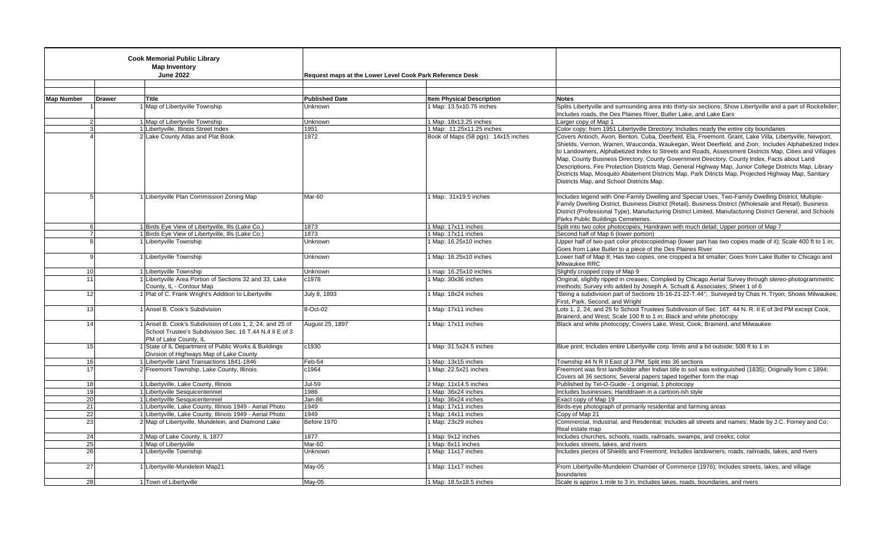**Cook Memorial Public Library**
**Map Inventory**
**June 2022**

**Request maps at the Lower Level Cook Park Reference Desk**

| Map Number | Drawer | Title | Published Date | Item Physical Description | Notes |
|---|---|---|---|---|---|
| 1 | 1 | Map of Libertyville Township | Unknown | 1 Map: 13.5x10.75 inches | Splits Libertyville and surrounding area into thirty-six sections; Show Libertyville and a part of Rockefeller; Includes roads, the Des Plaines River, Butler Lake, and Lake Ears |
| 2 | 1 | Map of Libertyville Township | Unknown | 1 Map: 18x13.25 inches | Larger copy of Map 1 |
| 3 | 1 | Libertyville, Illinois Street Index | 1951 | 1 Map: 11.25x11.25 inches | Color copy; from 1951 Libertyville Directory; Includes nearly the entire city boundaries |
| 4 | 2 | Lake County Atlas and Plat Book | 1972 | Book of Maps (58 pgs): 14x15 inches | Covers Antioch, Avon, Benton, Cuba, Deerfield, Ela, Freemont, Grant, Lake Villa, Libertyville, Newport, Shields, Vernon, Warren, Wauconda, Waukegan, West Deerfield, and Zion; Includes Alphabetized Index to Landowners, Alphabetized Index to Streets and Roads, Assessment Districts Map, Cities and Villages Map, County Business Directory, County Government Directory, County Index, Facts about Land Descriptions, Fire Protection Districts Map, General Highway Map, Junior College Districts Map, Library Districts Map, Mosquito Abatement Districts Map, Park Ditricts Map, Projected Highway Map, Sanitary Districts Map, and School Districts Map. |
| 5 | 1 | Libertyville Plan Commission Zoning Map | Mar-60 | 1 Map: 31x19.5 inches | Includes legend with One-Family Dwelling and Special Uses, Two-Family Dwelling District, Multiple-Family Dwelling District, Business District (Retail), Business District (Wholesale and Retail), Business District (Professional Type), Manufacturing District Limited, Manufacturing District General, and Schools Parks Public Buildings Cemeteries. |
| 6 | 1 | Birds Eye View of Libertyville, Ills (Lake Co.) | 1873 | 1 Map: 17x11 inches | Split into two color photocopies; Handrawn with much detail; Upper portion of Map 7 |
| 7 | 1 | Birds Eye View of Libertyville, Ills (Lake Co.) | 1873 | 1 Map: 17x11 inches | Second half of Map 6 (lower portion) |
| 8 | 1 | Libertyville Township | Unknown | 1 Map: 16.25x10 inches | Upper half of two-part color photocopiedmap (lower part has two copies made of it); Scale 400 ft to 1 in; Goes from Lake Butler to a piece of the Des Plaines River |
| 9 | 1 | Libertyville Township | Unknown | 1 Map: 16.25x10 inches | Lower half of Map 8; Has two copies, one cropped a bit smaller; Goes from Lake Butler to Chicago and Milwaukee RRC |
| 10 | 1 | Libertyville Township | Unknown | 1 map: 16.25x10 inches | Slightly cropped copy of Map 9 |
| 11 | 1 | Libertyville Area Portion of Sections 32 and 33, Lake County, IL - Contour Map | c1978 | 1 Map: 30x36 inches | Original, slightly ripped in creases; Complied by Chicago Aerial Survey through stereo-photogrammetric methods; Survey info added by Joseph A. Schudt & Associates; Sheet 1 of 6 |
| 12 | 1 | Plat of C. Frank Wright's Addition to Libertyville | July 8, 1893 | 1 Map: 18x24 inches | "Being a subdivision part of Sections 15-16-21-22-T.44"; Surveyed by Chas H. Tryon; Shows Milwaukee, First, Park, Second, and Wright |
| 13 | 1 | Ansel B. Cook's Subdivision | 8-Oct-02 | 1 Map: 17x11 inches | Lots 1, 2, 24, and 25 fo School Trustees Subdivision of Sec. 16T. 44 N. R. II E of 3rd PM except Cook, Brainerd, and West; Scale 100 ft to 1 in; Black and white photocopy |
| 14 | 1 | Ansel B. Cook's Subdivision of Lots 1, 2, 24, and 25 of School Trustee's Subdivision Sec. 16 T.44 N.4 II E of 3 PM of Lake County, IL | August 25, 1897 | 1 Map: 17x11 inches | Black and white photocopy; Covers Lake, West, Cook, Brainerd, and Milwaukee |
| 15 | 1 | State of IL Department of Public Works & Buildings Division of Highways Map of Lake County | c1930 | 1 Map: 31.5x24.5 inches | Blue print; Includes entire Libertyville corp. limits and a bit outside; 500 ft to 1 in |
| 16 | 1 | Libertyville Land Transactions 1841-1846 | Feb-64 | 1 Map: 13x15 inches | Township 44 N R II East of 3 PM; Split into 36 sections |
| 17 | 2 | Freemont Township, Lake County, Illinois | c1964 | 1 Map: 22.5x21 inches | Freemont was first landholder after Indian title to soil was extinguished (1835); Originally from c 1894; Covers all 36 sections; Several papers taped together form the map |
| 18 | 1 | Libertyville, Lake County, Illinois | Jul-59 | 2 Map: 11x14.5 inches | Published by Tel-O-Guide - 1 originial, 1 photocopy |
| 19 | 1 | Libertyville Sesquicentenniel | 1986 | 1 Map: 36x24 inches | Includes businesses; Handdrawn in a cartoon-ish style |
| 20 | 1 | Libertyville Sesquicentenniel | Jan-86 | 1 Map: 36x24 inches | Exact copy of Map 19 |
| 21 | 1 | Libertyville, Lake County, Illinois 1949 - Aerial Photo | 1949 | 1 Map: 17x11 inches | Birds-eye photograph of primarily residential and farming areas |
| 22 | 1 | Libertyville, Lake County, Illinois 1949 - Aerial Photo | 1949 | 1 Map: 14x11 inches | Copy of Map 21 |
| 23 | 2 | Map of Libertyville, Mundelein, and Diamond Lake | Before 1970 | 1 Map: 23x29 inches | Commercial, Industrial, and Resdential; Includes all streets and names; Made by J.C. Forney and Co; Real estate map |
| 24 | 2 | Map of Lake County, IL 1877 | 1877 | 1 Map: 9x12 inches | Includes churches, schools, roads, railroads, swamps, and creeks; color |
| 25 | 1 | Map of Libertyville | Mar-60 | 1 Map: 8x11 inches | Includes streets, lakes, and rivers |
| 26 | 1 | Libertyville Township | Unknown | 1 Map: 11x17 inches | Includes pieces of Shields and Freemont; Includes landowners, roads, railroads, lakes, and rivers |
| 27 | 1 | Libertyville-Mundelein Map21 | May-05 | 1 Map: 11x17 inches | From Libertyville-Mundelein Chamber of Commerce (1976); Includes streets, lakes, and village boundaries |
| 28 | 1 | Town of Libertyville | May-05 | 1 Map: 18.5x18.5 inches | Scale is approx 1 mile to 3 in; Includes lakes, roads, boundaries, and rivers |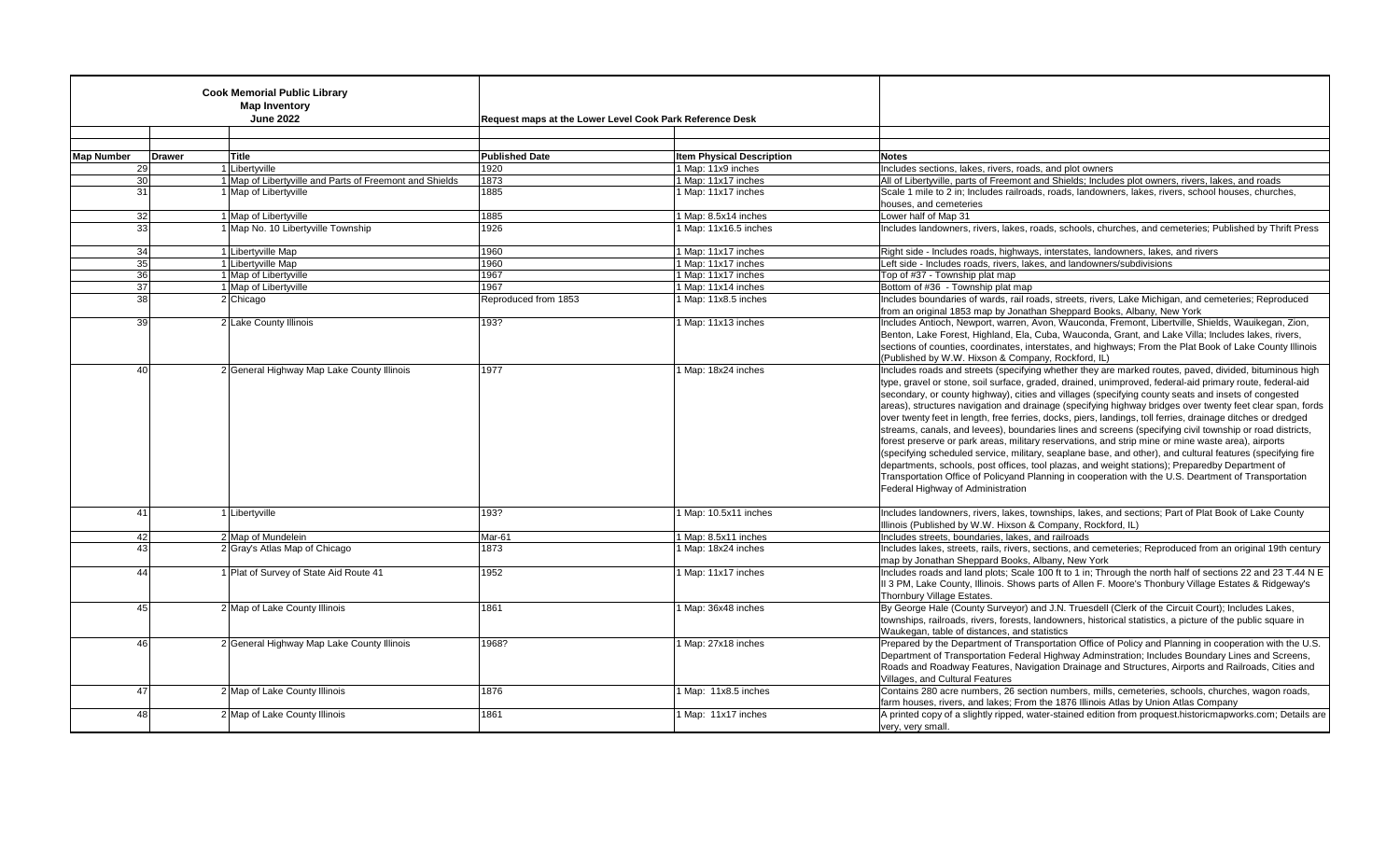**Cook Memorial Public Library**
**Map Inventory**
**June 2022**

**Request maps at the Lower Level Cook Park Reference Desk**

| Map Number | Drawer | Title | Published Date | Item Physical Description | Notes |
|---|---|---|---|---|---|
| 29 | 1 | Libertyville | 1920 | 1 Map: 11x9 inches | Includes sections, lakes, rivers, roads, and plot owners |
| 30 | 1 | Map of Libertyville and Parts of Freemont and Shields | 1873 | 1 Map: 11x17 inches | All of Libertyville, parts of Freemont and Shields; Includes plot owners, rivers, lakes, and roads |
| 31 | 1 | Map of Libertyville | 1885 | 1 Map: 11x17 inches | Scale 1 mile to 2 in; Includes railroads, roads, landowners, lakes, rivers, school houses, churches, houses, and cemeteries |
| 32 | 1 | Map of Libertyville | 1885 | 1 Map: 8.5x14 inches | Lower half of Map 31 |
| 33 | 1 | Map No. 10 Libertyville Township | 1926 | 1 Map: 11x16.5 inches | Includes landowners, rivers, lakes, roads, schools, churches, and cemeteries; Published by Thrift Press |
| 34 | 1 | Libertyville Map | 1960 | 1 Map: 11x17 inches | Right side - Includes roads, highways, interstates, landowners, lakes, and rivers |
| 35 | 1 | Libertyville Map | 1960 | 1 Map: 11x17 inches | Left side - Includes roads, rivers, lakes, and landowners/subdivisions |
| 36 | 1 | Map of Libertyville | 1967 | 1 Map: 11x17 inches | Top of #37 - Township plat map |
| 37 | 1 | Map of Libertyville | 1967 | 1 Map: 11x14 inches | Bottom of #36 - Township plat map |
| 38 | 2 | Chicago | Reproduced from 1853 | 1 Map: 11x8.5 inches | Includes boundaries of wards, rail roads, streets, rivers, Lake Michigan, and cemeteries; Reproduced from an original 1853 map by Jonathan Sheppard Books, Albany, New York |
| 39 | 2 | Lake County Illinois | 193? | 1 Map: 11x13 inches | Includes Antioch, Newport, warren, Avon, Wauconda, Fremont, Libertville, Shields, Wauikegan, Zion, Benton, Lake Forest, Highland, Ela, Cuba, Wauconda, Grant, and Lake Villa; Includes lakes, rivers, sections of counties, coordinates, interstates, and highways; From the Plat Book of Lake County Illinois (Published by W.W. Hixson & Company, Rockford, IL) |
| 40 | 2 | General Highway Map Lake County Illinois | 1977 | 1 Map: 18x24 inches | Includes roads and streets (specifying whether they are marked routes, paved, divided, bituminous high type, gravel or stone, soil surface, graded, drained, unimproved, federal-aid primary route, federal-aid secondary, or county highway), cities and villages (specifying county seats and insets of congested areas), structures navigation and drainage (specifying highway bridges over twenty feet clear span, fords over twenty feet in length, free ferries, docks, piers, landings, toll ferries, drainage ditches or dredged streams, canals, and levees), boundaries lines and screens (specifying civil township or road districts, forest preserve or park areas, military reservations, and strip mine or mine waste area), airports (specifying scheduled service, military, seaplane base, and other), and cultural features (specifying fire departments, schools, post offices, tool plazas, and weight stations); Preparedby Department of Transportation Office of Policyand Planning in cooperation with the U.S. Deartment of Transportation Federal Highway of Administration |
| 41 | 1 | Libertyville | 193? | 1 Map: 10.5x11 inches | Includes landowners, rivers, lakes, townships, lakes, and sections; Part of Plat Book of Lake County Illinois (Published by W.W. Hixson & Company, Rockford, IL) |
| 42 | 2 | Map of Mundelein | Mar-61 | 1 Map: 8.5x11 inches | Includes streets, boundaries, lakes, and railroads |
| 43 | 2 | Gray's Atlas Map of Chicago | 1873 | 1 Map: 18x24 inches | Includes lakes, streets, rails, rivers, sections, and cemeteries; Reproduced from an original 19th century map by Jonathan Sheppard Books, Albany, New York |
| 44 | 1 | Plat of Survey of State Aid Route 41 | 1952 | 1 Map: 11x17 inches | Includes roads and land plots; Scale 100 ft to 1 in; Through the north half of sections 22 and 23 T.44 N E II 3 PM, Lake County, Illinois. Shows parts of Allen F. Moore's Thonbury Village Estates & Ridgeway's Thornbury Village Estates. |
| 45 | 2 | Map of Lake County Illinois | 1861 | 1 Map: 36x48 inches | By George Hale (County Surveyor) and J.N. Truesdell (Clerk of the Circuit Court); Includes Lakes, townships, railroads, rivers, forests, landowners, historical statistics, a picture of the public square in Waukegan, table of distances, and statistics |
| 46 | 2 | General Highway Map Lake County Illinois | 1968? | 1 Map: 27x18 inches | Prepared by the Department of Transportation Office of Policy and Planning in cooperation with the U.S. Department of Transportation Federal Highway Adminstration; Includes Boundary Lines and Screens, Roads and Roadway Features, Navigation Drainage and Structures, Airports and Railroads, Cities and Villages, and Cultural Features |
| 47 | 2 | Map of Lake County Illinois | 1876 | 1 Map: 11x8.5 inches | Contains 280 acre numbers, 26 section numbers, mills, cemeteries, schools, churches, wagon roads, farm houses, rivers, and lakes; From the 1876 Illinois Atlas by Union Atlas Company |
| 48 | 2 | Map of Lake County Illinois | 1861 | 1 Map: 11x17 inches | A printed copy of a slightly ripped, water-stained edition from proquest.historicmapworks.com; Details are very, very small. |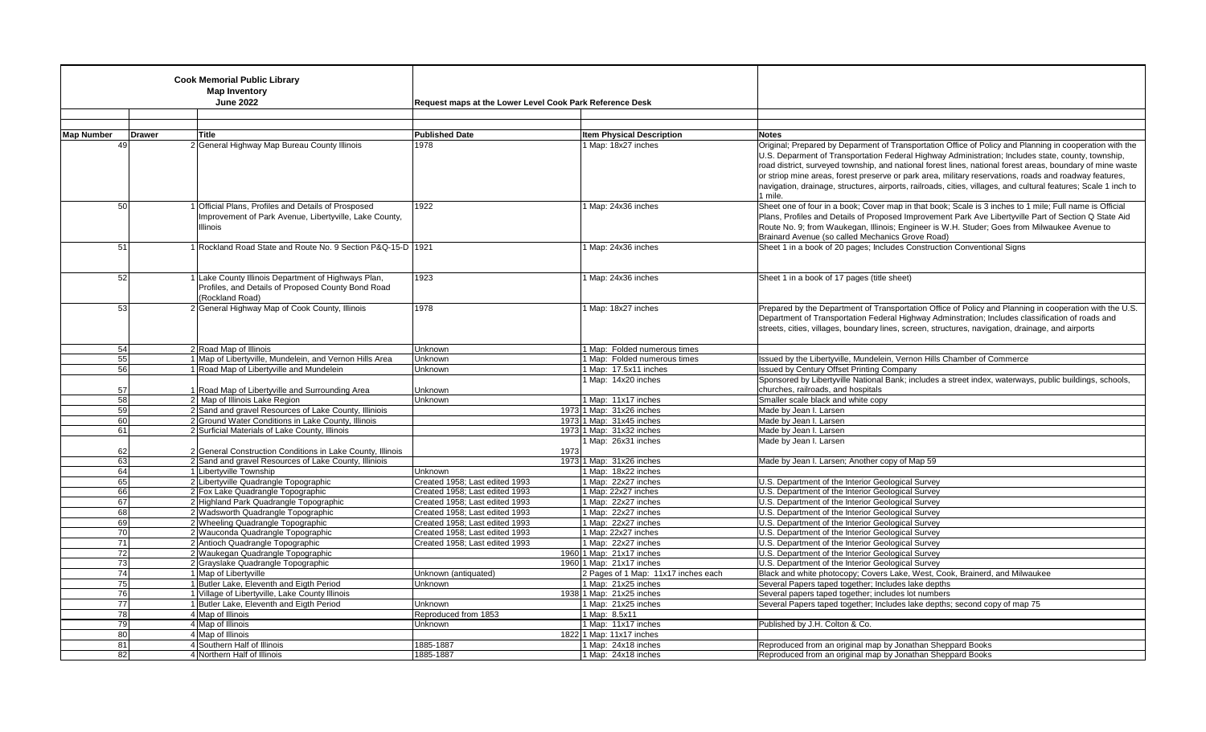**Cook Memorial Public Library**
**Map Inventory**
**June 2022**

Request maps at the Lower Level Cook Park Reference Desk

| Map Number | Drawer | Title | Published Date | Item Physical Description | Notes |
|---|---|---|---|---|---|
| 49 | 2 | General Highway Map Bureau County Illinois | 1978 | 1 Map: 18x27 inches | Original; Prepared by Deparment of Transportation Office of Policy and Planning in cooperation with the U.S. Deparment of Transportation Federal Highway Administration; Includes state, county, township, road district, surveyed township, and national forest lines, national forest areas, boundary of mine waste or striop mine areas, forest preserve or park area, military reservations, roads and roadway features, navigation, drainage, structures, airports, railroads, cities, villages, and cultural features; Scale 1 inch to 1 mile. |
| 50 | 1 | Official Plans, Profiles and Details of Prosposed Improvement of Park Avenue, Libertyville, Lake County, Illinois | 1922 | 1 Map: 24x36 inches | Sheet one of four in a book; Cover map in that book; Scale is 3 inches to 1 mile; Full name is Official Plans, Profiles and Details of Proposed Improvement Park Ave Libertyville Part of Section Q State Aid Route No. 9; from Waukegan, Illinois; Engineer is W.H. Studer; Goes from Milwaukee Avenue to Brainard Avenue (so called Mechanics Grove Road) |
| 51 | 1 | Rockland Road State and Route No. 9 Section P&Q-15-D | 1921 | 1 Map: 24x36 inches | Sheet 1 in a book of 20 pages; Includes Construction Conventional Signs |
| 52 | 1 | Lake County Illinois Department of Highways Plan, Profiles, and Details of Proposed County Bond Road (Rockland Road) | 1923 | 1 Map: 24x36 inches | Sheet 1 in a book of 17 pages (title sheet) |
| 53 | 2 | General Highway Map of Cook County, Illinois | 1978 | 1 Map: 18x27 inches | Prepared by the Department of Transportation Office of Policy and Planning in cooperation with the U.S. Department of Transportation Federal Highway Adminstration; Includes classification of roads and streets, cities, villages, boundary lines, screen, structures, navigation, drainage, and airports |
| 54 | 2 | Road Map of Illinois | Unknown | 1 Map: Folded numerous times | |
| 55 | 1 | Map of Libertyville, Mundelein, and Vernon Hills Area | Unknown | 1 Map: Folded numerous times | Issued by the Libertyville, Mundelein, Vernon Hills Chamber of Commerce |
| 56 | 1 | Road Map of Libertyville and Mundelein | Unknown | 1 Map: 17.5x11 inches | Issued by Century Offset Printing Company |
| 57 | 1 | Road Map of Libertyville and Surrounding Area | Unknown | 1 Map: 14x20 inches | Sponsored by Libertyville National Bank; includes a street index, waterways, public buildings, schools, churches, railroads, and hospitals |
| 58 | 2 | Map of Illinois Lake Region | Unknown | 1 Map: 11x17 inches | Smaller scale black and white copy |
| 59 | 2 | Sand and gravel Resources of Lake County, Illinois | 1973 | 1 Map: 31x26 inches | Made by Jean I. Larsen |
| 60 | 2 | Ground Water Conditions in Lake County, Illinois | 1973 | 1 Map: 31x45 inches | Made by Jean I. Larsen |
| 61 | 2 | Surficial Materials of Lake County, Illinois | 1973 | 1 Map: 31x32 inches | Made by Jean I. Larsen |
| 62 | 2 | General Construction Conditions in Lake County, Illinois | 1973 | 1 Map: 26x31 inches | Made by Jean I. Larsen |
| 63 | 2 | Sand and gravel Resources of Lake County, Illiniois | 1973 | 1 Map: 31x26 inches | Made by Jean I. Larsen; Another copy of Map 59 |
| 64 | 1 | Libertyville Township | Unknown | 1 Map: 18x22 inches | |
| 65 | 2 | Libertyville Quadrangle Topographic | Created 1958; Last edited 1993 | 1 Map: 22x27 inches | U.S. Department of the Interior Geological Survey |
| 66 | 2 | Fox Lake Quadrangle Topographic | Created 1958; Last edited 1993 | 1 Map: 22x27 inches | U.S. Department of the Interior Geological Survey |
| 67 | 2 | Highland Park Quadrangle Topographic | Created 1958; Last edited 1993 | 1 Map: 22x27 inches | U.S. Department of the Interior Geological Survey |
| 68 | 2 | Wadsworth Quadrangle Topographic | Created 1958; Last edited 1993 | 1 Map: 22x27 inches | U.S. Department of the Interior Geological Survey |
| 69 | 2 | Wheeling Quadrangle Topographic | Created 1958; Last edited 1993 | 1 Map: 22x27 inches | U.S. Department of the Interior Geological Survey |
| 70 | 2 | Wauconda Quadrangle Topographic | Created 1958; Last edited 1993 | 1 Map: 22x27 inches | U.S. Department of the Interior Geological Survey |
| 71 | 2 | Antioch Quadrangle Topographic | Created 1958; Last edited 1993 | 1 Map: 22x27 inches | U.S. Department of the Interior Geological Survey |
| 72 | 2 | Waukegan Quadrangle Topographic | 1960 | 1 Map: 21x17 inches | U.S. Department of the Interior Geological Survey |
| 73 | 2 | Grayslake Quadrangle Topographic | 1960 | 1 Map: 21x17 inches | U.S. Department of the Interior Geological Survey |
| 74 | 1 | Map of Libertyville | Unknown (antiquated) | 2 Pages of 1 Map: 11x17 inches each | Black and white photocopy; Covers Lake, West, Cook, Brainerd, and Milwaukee |
| 75 | 1 | Butler Lake, Eleventh and Eigth Period | Unknown | 1 Map: 21x25 inches | Several Papers taped together; Includes lake depths |
| 76 | 1 | Village of Libertyville, Lake County Illinois | 1938 | 1 Map: 21x25 inches | Several papers taped together; includes lot numbers |
| 77 | 1 | Butler Lake, Eleventh and Eigth Period | Unknown | 1 Map: 21x25 inches | Several Papers taped together; Includes lake depths; second copy of map 75 |
| 78 | 4 | Map of Illinois | Reproduced from 1853 | 1 Map: 8.5x11 | |
| 79 | 4 | Map of Illinois | Unknown | 1 Map: 11x17 inches | Published by J.H. Colton & Co. |
| 80 | 4 | Map of Illinois | 1822 | 1 Map: 11x17 inches | |
| 81 | 4 | Southern Half of Illinois | 1885-1887 | 1 Map: 24x18 inches | Reproduced from an original map by Jonathan Sheppard Books |
| 82 | 4 | Northern Half of Illinois | 1885-1887 | 1 Map: 24x18 inches | Reproduced from an original map by Jonathan Sheppard Books |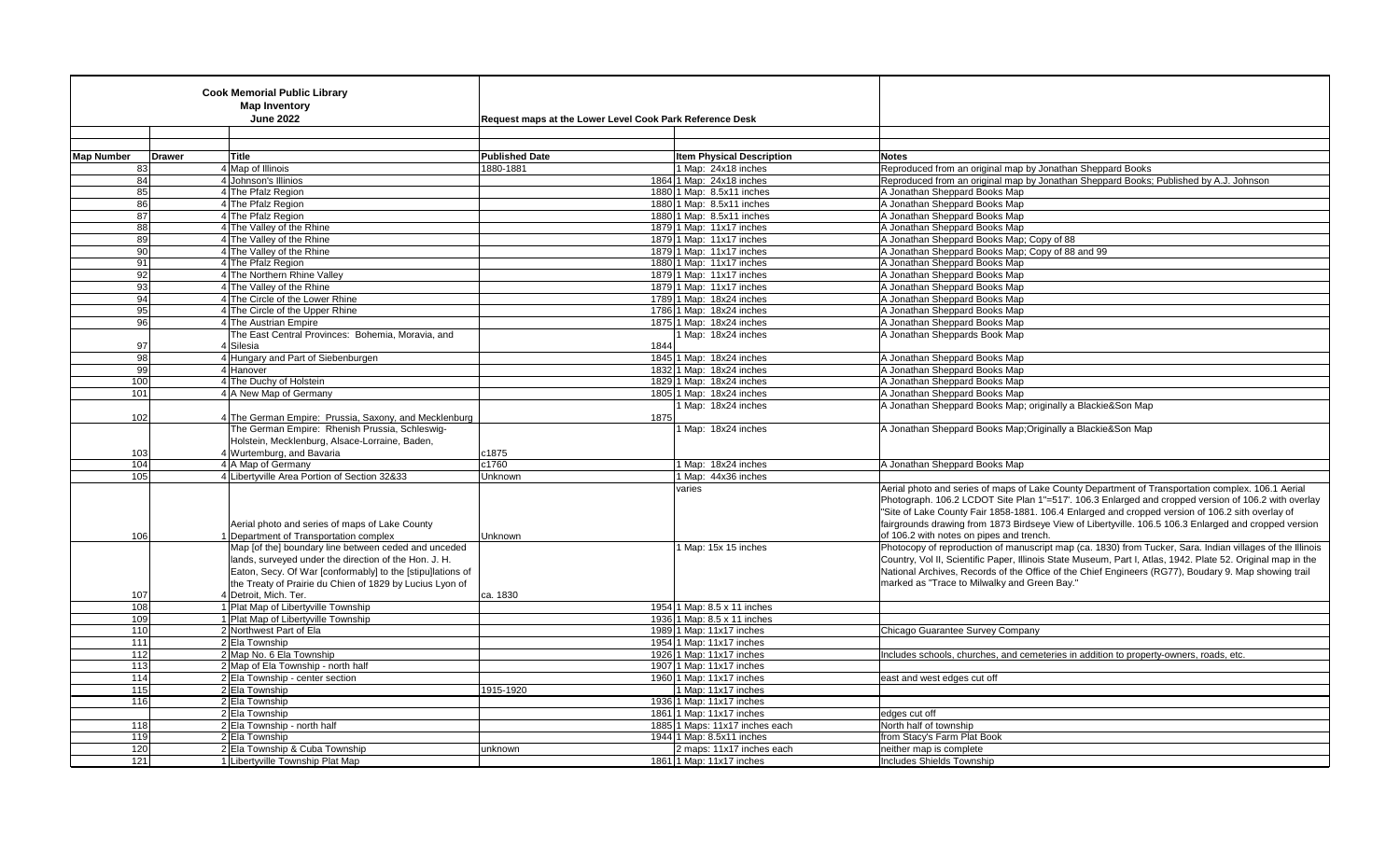**Cook Memorial Public Library**
**Map Inventory**
**June 2022**

**Request maps at the Lower Level Cook Park Reference Desk**

| Map Number | Drawer | Title | Published Date | Item Physical Description | Notes |
|---|---|---|---|---|---|
| 83 | 4 | Map of Illinois | 1880-1881 | 1 Map: 24x18 inches | Reproduced from an original map by Jonathan Sheppard Books |
| 84 | 4 | Johnson's Illinios | 1864 | 1 Map: 24x18 inches | Reproduced from an original map by Jonathan Sheppard Books; Published by A.J. Johnson |
| 85 | 4 | The Pfalz Region | 1880 | 1 Map: 8.5x11 inches | A Jonathan Sheppard Books Map |
| 86 | 4 | The Pfalz Region | 1880 | 1 Map: 8.5x11 inches | A Jonathan Sheppard Books Map |
| 87 | 4 | The Pfalz Region | 1880 | 1 Map: 8.5x11 inches | A Jonathan Sheppard Books Map |
| 88 | 4 | The Valley of the Rhine | 1879 | 1 Map: 11x17 inches | A Jonathan Sheppard Books Map |
| 89 | 4 | The Valley of the Rhine | 1879 | 1 Map: 11x17 inches | A Jonathan Sheppard Books Map; Copy of 88 |
| 90 | 4 | The Valley of the Rhine | 1879 | 1 Map: 11x17 inches | A Jonathan Sheppard Books Map; Copy of 88 and 99 |
| 91 | 4 | The Pfalz Region | 1880 | 1 Map: 11x17 inches | A Jonathan Sheppard Books Map |
| 92 | 4 | The Northern Rhine Valley | 1879 | 1 Map: 11x17 inches | A Jonathan Sheppard Books Map |
| 93 | 4 | The Valley of the Rhine | 1879 | 1 Map: 11x17 inches | A Jonathan Sheppard Books Map |
| 94 | 4 | The Circle of the Lower Rhine | 1789 | 1 Map: 18x24 inches | A Jonathan Sheppard Books Map |
| 95 | 4 | The Circle of the Upper Rhine | 1786 | 1 Map: 18x24 inches | A Jonathan Sheppard Books Map |
| 96 | 4 | The Austrian Empire | 1875 | 1 Map: 18x24 inches | A Jonathan Sheppard Books Map |
| 97 | 4 | The East Central Provinces: Bohemia, Moravia, and Silesia | 1844 | 1 Map: 18x24 inches | A Jonathan Sheppards Book Map |
| 98 | 4 | Hungary and Part of Siebenburgen | 1845 | 1 Map: 18x24 inches | A Jonathan Sheppard Books Map |
| 99 | 4 | Hanover | 1832 | 1 Map: 18x24 inches | A Jonathan Sheppard Books Map |
| 100 | 4 | The Duchy of Holstein | 1829 | 1 Map: 18x24 inches | A Jonathan Sheppard Books Map |
| 101 | 4 | A New Map of Germany | 1805 | 1 Map: 18x24 inches | A Jonathan Sheppard Books Map |
| 102 | 4 | The German Empire: Prussia, Saxony, and Mecklenburg | 1875 | 1 Map: 18x24 inches | A Jonathan Sheppard Books Map; originally a Blackie&Son Map |
| 103 | 4 | The German Empire: Rhenish Prussia, Schleswig-Holstein, Mecklenburg, Alsace-Lorraine, Baden, Wurtemburg, and Bavaria | c1875 | 1 Map: 18x24 inches | A Jonathan Sheppard Books Map;Originally a Blackie&Son Map |
| 104 | 4 | A Map of Germany | c1760 | 1 Map: 18x24 inches | A Jonathan Sheppard Books Map |
| 105 | 4 | Libertyville Area Portion of Section 32&33 | Unknown | 1 Map: 44x36 inches | |
| 106 | 1 | Aerial photo and series of maps of Lake County Department of Transportation complex | Unknown | varies | Aerial photo and series of maps of Lake County Department of Transportation complex. 106.1 Aerial Photograph. 106.2 LCDOT Site Plan 1"=517'. 106.3 Enlarged and cropped version of 106.2 with overlay "Site of Lake County Fair 1858-1881. 106.4 Enlarged and cropped version of 106.2 sith overlay of fairgrounds drawing from 1873 Birdseye View of Libertyville. 106.5 106.3 Enlarged and cropped version of 106.2 with notes on pipes and trench. |
| 107 | 4 | Map [of the] boundary line between ceded and unceded lands, surveyed under the direction of the Hon. J. H. Eaton, Secy. Of War [conformably] to the [stipu]lations of the Treaty of Prairie du Chien of 1829 by Lucius Lyon of Detroit, Mich. Ter. | ca. 1830 | 1 Map: 15x 15 inches | Photocopy of reproduction of manuscript map (ca. 1830) from Tucker, Sara. Indian villages of the Illinois Country, Vol II, Scientific Paper, Illinois State Museum, Part I, Atlas, 1942. Plate 52. Original map in the National Archives, Records of the Office of the Chief Engineers (RG77), Boudary 9. Map showing trail marked as "Trace to Milwalky and Green Bay." |
| 108 | 1 | Plat Map of Libertyville Township | 1954 | 1 Map: 8.5 x 11 inches | |
| 109 | 1 | Plat Map of Libertyville Township | 1936 | 1 Map: 8.5 x 11 inches | |
| 110 | 2 | Northwest Part of Ela | 1989 | 1 Map: 11x17 inches | Chicago Guarantee Survey Company |
| 111 | 2 | Ela Township | 1954 | 1 Map: 11x17 inches | |
| 112 | 2 | Map No. 6 Ela Township | 1926 | 1 Map: 11x17 inches | Includes schools, churches, and cemeteries in addition to property-owners, roads, etc. |
| 113 | 2 | Map of Ela Township - north half | 1907 | 1 Map: 11x17 inches | |
| 114 | 2 | Ela Township - center section | 1960 | 1 Map: 11x17 inches | east and west edges cut off |
| 115 | 2 | Ela Township | 1915-1920 | 1 Map: 11x17 inches | |
| 116 | 2 | Ela Township | 1936 | 1 Map: 11x17 inches | |
| | 2 | Ela Township | 1861 | 1 Map: 11x17 inches | edges cut off |
| 118 | 2 | Ela Township - north half | 1885 | 1 Maps: 11x17 inches each | North half of township |
| 119 | 2 | Ela Township | 1944 | 1 Map: 8.5x11 inches | from Stacy's Farm Plat Book |
| 120 | 2 | Ela Township & Cuba Township | unknown | 2 maps: 11x17 inches each | neither map is complete |
| 121 | 1 | Libertyville Township Plat Map | 1861 | 1 Map: 11x17 inches | Includes Shields Township |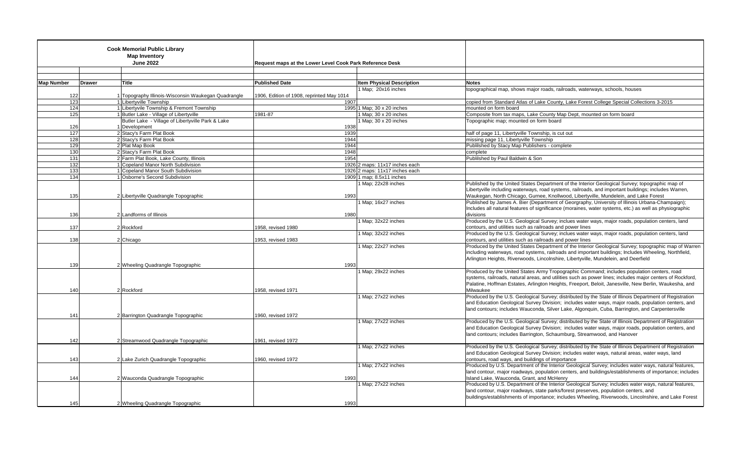**Cook Memorial Public Library**
**Map Inventory**
**June 2022**

**Request maps at the Lower Level Cook Park Reference Desk**

| Map Number | Drawer | Title | Published Date | Item Physical Description | Notes |
|---|---|---|---|---|---|
| 122 | 1 | Topography Illinois-Wisconsin Waukegan Quadrangle | 1906, Edition of 1908, reprinted May 1014 | 1 Map; 20x16 inches | topographical map, shows major roads, railroads, waterways, schools, houses |
| 123 | 1 | Libertyville Township | 1907 | | copied from Standard Atlas of Lake County, Lake Forest College Special Collections 3-2015 |
| 124 | 1 | Libertyvile Township & Fremont Township | 1995 | 1 Map; 30 x 20 inches | mounted on form board |
| 125 | 1 | Butler Lake - Village of Libertyville | 1981-87 | 1 Map; 30 x 20 inches | Composite from tax maps, Lake County Map Dept, mounted on form board |
| 126 | 1 | Butler Lake - Village of Libertyville Park & Lake Development | 1938 | 1 Map; 30 x 20 inches | Topographic map; mounted on form board |
| 127 | 2 | Stacy's Farm Plat Book | 1939 | | half of page 11, Libertyville Township, is cut out |
| 128 | 2 | Stacy's Farm Plat Book | 1944 | | missing page 11, Libertyville Township |
| 129 | 2 | Plat Map Book | 1944 | | Publilshed by Stacy Map Publishers - complete |
| 130 | 2 | Stacy's Farm Plat Book | 1948 | | complete |
| 131 | 2 | Farm Plat Book, Lake County, Illinois | 1954 | | Publilshed by Paul Baldwin & Son |
| 132 | 1 | Copeland Manor North Subdivision | 1926 | 2 maps: 11x17 inches each | |
| 133 | 1 | Copeland Manor South Subdivision | 1926 | 2 maps: 11x17 inches each | |
| 134 | 1 | Osborne's Second Subdivision | 1909 | 1 map; 8.5x11 inches | |
| 135 | 2 | Libertyville Quadrangle Topographic | 1993 | 1 Map; 22x28 inches | Published by the United States Department of the Interior Geological Survey; topographic map of Libertyville including waterways, road systems, railroads, and important buildings; includes Warren, Waukegan, North Chicago, Gurnee, Knollwood, Libertyville, Mundelein, and Lake Forest |
| 136 | 2 | Landforms of Illinois | 1980 | 1 Map; 16x27 inches | Published by James A. Bier (Department of Georgraphy, University of Illinois Urbana-Champaign); Includes all natural features of significance (moraines, water systems, etc.) as well as physiographic divisions |
| 137 | 2 | Rockford | 1958, revised 1980 | 1 Map; 32x22 inches | Produced by the U.S. Geological Survey; inclues water ways, major roads, population centers, land contours, and utilities such as railroads and power lines |
| 138 | 2 | Chicago | 1953, revised 1983 | 1 Map; 32x22 inches | Produced by the U.S. Geological Survey; inclues water ways, major roads, population centers, land contours, and utilities such as railroads and power lines |
| 139 | 2 | Wheeling Quadrangle Topographic | 1993 | 1 Map; 22x27 inches | Produced by the United States Department of the Interior Geological Survey; topographic map of Warren including waterways, road systems, railroads and important buildings; Includes Wheeling, Northfield, Arlington Heights, Riverwoods, Lincolnshire, Libertyville, Mundelein, and Deerfield |
| 140 | 2 | Rockford | 1958, revised 1971 | 1 Map; 29x22 inches | Produced by the United States Army Tropographic Command; includes population centers, road systems, railroads, natural areas, and utilities such as power lines; includes major centers of Rockford, Palatine, Hoffman Estates, Arlington Heights, Freeport, Beloit, Janesville, New Berlin, Waukesha, and Milwaukee |
| 141 | 2 | Barrington Quadrangle Topographic | 1960, revised 1972 | 1 Map; 27x22 inches | Produced by the U.S. Geological Survey; distributed by the State of Illinois Department of Registration and Education Geological Survey Division; includes water ways, major roads, population centers, and land contours; includes Wauconda, Silver Lake, Algonquin, Cuba, Barrington, and Carpentersville |
| 142 | 2 | Streamwood Quadrangle Topographic | 1961, revised 1972 | 1 Map; 27x22 inches | Produced by the U.S. Geological Survey; distributed by the State of Illinois Department of Registration and Education Geological Survey Division; includes water ways, major roads, population centers, and land contours; includes Barrington, Schaumburg, Streamwood, and Hanover |
| 143 | 2 | Lake Zurich Quadrangle Topographic | 1960, revised 1972 | 1 Map; 27x22 inches | Produced by the U.S. Geological Survey; distributed by the State of Illinois Department of Registration and Education Geological Survey Division; includes water ways, natural areas, water ways, land contours, road ways, and buildings of importance |
| 144 | 2 | Wauconda Quadrangle Topographic | 1993 | 1 Map; 27x22 inches | Produced by U.S. Department of the Interior Geological Survey; includes water ways, natural features, land contour, major roadways, population centers, and buildings/establishments of importance; includes Island Lake, Wauconda, Grant, and McHenry |
| 145 | 2 | Wheeling Quadrangle Topographic | 1993 | 1 Map; 27x22 inches | Produced by U.S. Department of the Interior Geological Survey; includes water ways, natural features, land contour, major roadways, state parks/forest preserves, population centers, and buildings/establishments of importance; includes Wheeling, Riverwoods, Lincolnshire, and Lake Forest |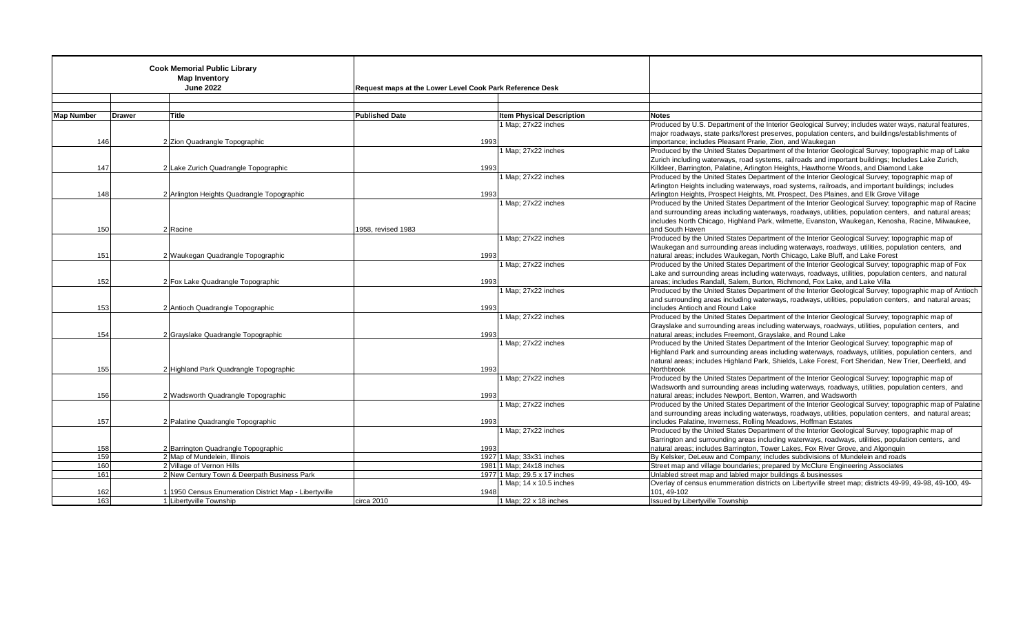**Cook Memorial Public Library**
**Map Inventory**
**June 2022**

**Request maps at the Lower Level Cook Park Reference Desk**

| Map Number | Drawer | Title | Published Date | Item Physical Description | Notes |
|---|---|---|---|---|---|
| 146 | 2 | Zion Quadrangle Topographic | 1993 | 1 Map; 27x22 inches | Produced by U.S. Department of the Interior Geological Survey; includes water ways, natural features, major roadways, state parks/forest preserves, population centers, and buildings/establishments of importance; includes Pleasant Prarie, Zion, and Waukegan |
| 147 | 2 | Lake Zurich Quadrangle Topographic | 1993 | 1 Map; 27x22 inches | Produced by the United States Department of the Interior Geological Survey; topographic map of Lake Zurich including waterways, road systems, railroads and important buildings; Includes Lake Zurich, Killdeer, Barrington, Palatine, Arlington Heights, Hawthorne Woods, and Diamond Lake |
| 148 | 2 | Arlington Heights Quadrangle Topographic | 1993 | 1 Map; 27x22 inches | Produced by the United States Department of the Interior Geological Survey; topographic map of Arlington Heights including waterways, road systems, railroads, and important buildings; includes Arlington Heights, Prospect Heights, Mt. Prospect, Des Plaines, and Elk Grove Village |
| 150 | 2 | Racine | 1958, revised 1983 | 1 Map; 27x22 inches | Produced by the United States Department of the Interior Geological Survey; topographic map of Racine and surrounding areas including waterways, roadways, utilities, population centers, and natural areas; includes North Chicago, Highland Park, wilmette, Evanston, Waukegan, Kenosha, Racine, Milwaukee, and South Haven |
| 151 | 2 | Waukegan Quadrangle Topographic | 1993 | 1 Map; 27x22 inches | Produced by the United States Department of the Interior Geological Survey; topographic map of Waukegan and surrounding areas including waterways, roadways, utilities, population centers, and natural areas; includes Waukegan, North Chicago, Lake Bluff, and Lake Forest |
| 152 | 2 | Fox Lake Quadrangle Topographic | 1993 | 1 Map; 27x22 inches | Produced by the United States Department of the Interior Geological Survey; topographic map of Fox Lake and surrounding areas including waterways, roadways, utilities, population centers, and natural areas; includes Randall, Salem, Burton, Richmond, Fox Lake, and Lake Villa |
| 153 | 2 | Antioch Quadrangle Topographic | 1993 | 1 Map; 27x22 inches | Produced by the United States Department of the Interior Geological Survey; topographic map of Antioch and surrounding areas including waterways, roadways, utilities, population centers, and natural areas; includes Antioch and Round Lake |
| 154 | 2 | Grayslake Quadrangle Topographic | 1993 | 1 Map; 27x22 inches | Produced by the United States Department of the Interior Geological Survey; topographic map of Grayslake and surrounding areas including waterways, roadways, utilities, population centers, and natural areas; includes Freemont, Grayslake, and Round Lake |
| 155 | 2 | Highland Park Quadrangle Topographic | 1993 | 1 Map; 27x22 inches | Produced by the United States Department of the Interior Geological Survey; topographic map of Highland Park and surrounding areas including waterways, roadways, utilities, population centers, and natural areas; includes Highland Park, Shields, Lake Forest, Fort Sheridan, New Trier, Deerfield, and Northbrook |
| 156 | 2 | Wadsworth Quadrangle Topographic | 1993 | 1 Map; 27x22 inches | Produced by the United States Department of the Interior Geological Survey; topographic map of Wadsworth and surrounding areas including waterways, roadways, utilities, population centers, and natural areas; includes Newport, Benton, Warren, and Wadsworth |
| 157 | 2 | Palatine Quadrangle Topographic | 1993 | 1 Map; 27x22 inches | Produced by the United States Department of the Interior Geological Survey; topographic map of Palatine and surrounding areas including waterways, roadways, utilities, population centers, and natural areas; includes Palatine, Inverness, Rolling Meadows, Hoffman Estates |
| 158 | 2 | Barrington Quadrangle Topographic | 1993 | 1 Map; 27x22 inches | Produced by the United States Department of the Interior Geological Survey; topographic map of Barrington and surrounding areas including waterways, roadways, utilities, population centers, and natural areas; includes Barrington, Tower Lakes, Fox River Grove, and Algonquin |
| 159 | 2 | Map of Mundelein, Illinois | 1927 | 1 Map; 33x31 inches | By Kelsker, DeLeuw and Company; includes subdivisions of Mundelein and roads |
| 160 | 2 | Village of Vernon Hills | 1981 | 1 Map; 24x18 inches | Street map and village boundaries; prepared by McClure Engineering Associates |
| 161 | 2 | New Century Town & Deerpath Business Park | 1977 | 1 Map; 29.5 x 17 inches | Unlabled street map and labled major buildings & businesses |
| 162 | 1 | 1950 Census Enumeration District Map - Libertyville | 1948 | 1 Map; 14 x 10.5 inches | Overlay of census enummeration districts on Libertyville street map; districts 49-99, 49-98, 49-100, 49-101, 49-102 |
| 163 | 1 | Libertyville Township | circa 2010 | 1 Map; 22 x 18 inches | Issued by Libertyville Township |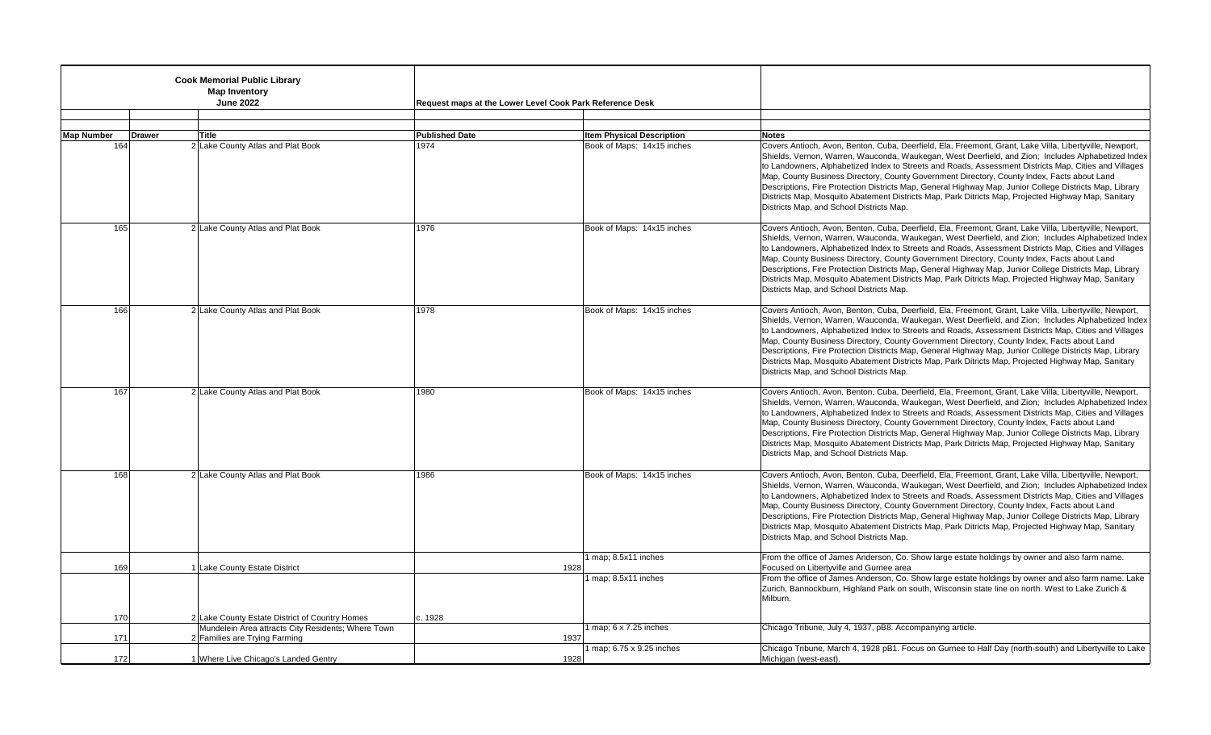**Cook Memorial Public Library**
**Map Inventory**
**June 2022**

**Request maps at the Lower Level Cook Park Reference Desk**

| Map Number | Drawer | Title | Published Date | Item Physical Description | Notes |
|---|---|---|---|---|---|
| 164 | 2 | Lake County Atlas and Plat Book | 1974 | Book of Maps: 14x15 inches | Covers Antioch, Avon, Benton, Cuba, Deerfield, Ela, Freemont, Grant, Lake Villa, Libertyville, Newport, Shields, Vernon, Warren, Wauconda, Waukegan, West Deerfield, and Zion; Includes Alphabetized Index to Landowners, Alphabetized Index to Streets and Roads, Assessment Districts Map, Cities and Villages Map, County Business Directory, County Government Directory, County Index, Facts about Land Descriptions, Fire Protection Districts Map, General Highway Map, Junior College Districts Map, Library Districts Map, Mosquito Abatement Districts Map, Park Districts Map, Projected Highway Map, Sanitary Districts Map, and School Districts Map. |
| 165 | 2 | Lake County Atlas and Plat Book | 1976 | Book of Maps: 14x15 inches | Covers Antioch, Avon, Benton, Cuba, Deerfield, Ela, Freemont, Grant, Lake Villa, Libertyville, Newport, Shields, Vernon, Warren, Wauconda, Waukegan, West Deerfield, and Zion; Includes Alphabetized Index to Landowners, Alphabetized Index to Streets and Roads, Assessment Districts Map, Cities and Villages Map, County Business Directory, County Government Directory, County Index, Facts about Land Descriptions, Fire Protection Districts Map, General Highway Map, Junior College Districts Map, Library Districts Map, Mosquito Abatement Districts Map, Park Districts Map, Projected Highway Map, Sanitary Districts Map, and School Districts Map. |
| 166 | 2 | Lake County Atlas and Plat Book | 1978 | Book of Maps: 14x15 inches | Covers Antioch, Avon, Benton, Cuba, Deerfield, Ela, Freemont, Grant, Lake Villa, Libertyville, Newport, Shields, Vernon, Warren, Wauconda, Waukegan, West Deerfield, and Zion; Includes Alphabetized Index to Landowners, Alphabetized Index to Streets and Roads, Assessment Districts Map, Cities and Villages Map, County Business Directory, County Government Directory, County Index, Facts about Land Descriptions, Fire Protection Districts Map, General Highway Map, Junior College Districts Map, Library Districts Map, Mosquito Abatement Districts Map, Park Districts Map, Projected Highway Map, Sanitary Districts Map, and School Districts Map. |
| 167 | 2 | Lake County Atlas and Plat Book | 1980 | Book of Maps: 14x15 inches | Covers Antioch, Avon, Benton, Cuba, Deerfield, Ela, Freemont, Grant, Lake Villa, Libertyville, Newport, Shields, Vernon, Warren, Wauconda, Waukegan, West Deerfield, and Zion; Includes Alphabetized Index to Landowners, Alphabetized Index to Streets and Roads, Assessment Districts Map, Cities and Villages Map, County Business Directory, County Government Directory, County Index, Facts about Land Descriptions, Fire Protection Districts Map, General Highway Map, Junior College Districts Map, Library Districts Map, Mosquito Abatement Districts Map, Park Districts Map, Projected Highway Map, Sanitary Districts Map, and School Districts Map. |
| 168 | 2 | Lake County Atlas and Plat Book | 1986 | Book of Maps: 14x15 inches | Covers Antioch, Avon, Benton, Cuba, Deerfield, Ela, Freemont, Grant, Lake Villa, Libertyville, Newport, Shields, Vernon, Warren, Wauconda, Waukegan, West Deerfield, and Zion; Includes Alphabetized Index to Landowners, Alphabetized Index to Streets and Roads, Assessment Districts Map, Cities and Villages Map, County Business Directory, County Government Directory, County Index, Facts about Land Descriptions, Fire Protection Districts Map, General Highway Map, Junior College Districts Map, Library Districts Map, Mosquito Abatement Districts Map, Park Districts Map, Projected Highway Map, Sanitary Districts Map, and School Districts Map. |
| 169 | 1 | Lake County Estate District | 1928 | 1 map; 8.5x11 inches | From the office of James Anderson, Co. Show large estate holdings by owner and also farm name. Focused on Libertyville and Gurnee area |
| 170 | 2 | Lake County Estate District of Country Homes | c. 1928 | 1 map; 8.5x11 inches | From the office of James Anderson, Co. Show large estate holdings by owner and also farm name. Lake Zurich, Bannockburn, Highland Park on south, Wisconsin state line on north. West to Lake Zurich & Milburn. |
| 171 | 2 | Mundelein Area attracts City Residents; Where Town Families are Trying Farming | 1937 | 1 map; 6 x 7.25 inches | Chicago Tribune, July 4, 1937, pB8. Accompanying article. |
| 172 | 1 | Where Live Chicago's Landed Gentry | 1928 | 1 map; 6.75 x 9.25 inches | Chicago Tribune, March 4, 1928 pB1. Focus on Gurnee to Half Day (north-south) and Libertyville to Lake Michigan (west-east). |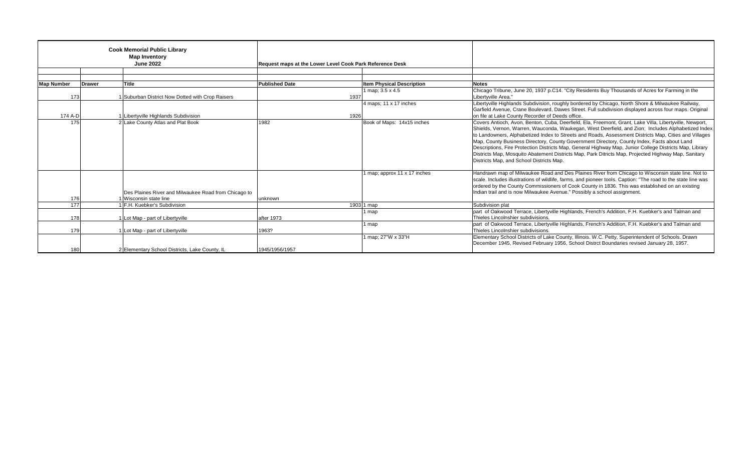**Cook Memorial Public Library**
**Map Inventory**
**June 2022**

**Request maps at the Lower Level Cook Park Reference Desk**

| Map Number | Drawer | Title | Published Date | Item Physical Description | Notes |
|---|---|---|---|---|---|
| 173 | 1 | Suburban District Now Dotted with Crop Raisers | 1937 | 1 map; 3.5 x 4.5 | Chicago Tribune, June 20, 1937 p.C14. "City Residents Buy Thousands of Acres for Farming in the Libertyville Area." |
| 174 A-D | 1 | Libertyville Highlands Subdivision | 1926 | 4 maps; 11 x 17 inches | Libertyville Highlands Subdivision, roughly bordered by Chicago, North Shore & Milwaukee Railway, Garfield Avenue, Crane Boulevard, Dawes Street. Full subdivision displayed across four maps. Original on file at Lake County Recorder of Deeds office. |
| 175 | 2 | Lake County Atlas and Plat Book | 1982 | Book of Maps: 14x15 inches | Covers Antioch, Avon, Benton, Cuba, Deerfield, Ela, Freemont, Grant, Lake Villa, Libertyville, Newport, Shields, Vernon, Warren, Wauconda, Waukegan, West Deerfield, and Zion; Includes Alphabetized Index to Landowners, Alphabetized Index to Streets and Roads, Assessment Districts Map, Cities and Villages Map, County Business Directory, County Government Directory, County Index, Facts about Land Descriptions, Fire Protection Districts Map, General Highway Map, Junior College Districts Map, Library Districts Map, Mosquito Abatement Districts Map, Park Ditricts Map, Projected Highway Map, Sanitary Districts Map, and School Districts Map. |
| 176 | 1 | Des Plaines River and Milwaukee Road from Chicago to Wisconsin state line | unknown | 1 map; approx 11 x 17 inches | Handrawn map of Milwaukee Road and Des Plaines River from Chicago to Wisconsin state line. Not to scale. Includes illustrations of wildlife, farms, and pioneer tools. Caption: "The road to the state line was ordered by the County Commissioners of Cook County in 1836. This was established on an existing Indian trail and is now Milwaukee Avenue." Possibly a school assignment. |
| 177 | 1 | F.H. Kuebker's Subdivision | 1903 | 1 map | Subdivision plat |
| 178 | 1 | Lot Map - part of Libertyville | after 1973 | 1 map | part of Oakwood Terrace, Libertyville Highlands, French's Addition, F.H. Kuebker's and Talman and Thieles Lincolnshier subdivisions. |
| 179 | 1 | Lot Map - part of Libertyville | 1963? | 1 map | part of Oakwood Terrace, Libertyville Highlands, French's Addition, F.H. Kuebker's and Talman and Thieles Lincolnshier subdivisions. |
| 180 | 2 | Elementary School Districts, Lake County, IL | 1945/1956/1957 | 1 map; 27"W x 33"H | Elementary School Districts of Lake County, Illinois. W.C. Petty, Superintendent of Schools. Drawn December 1945, Revised February 1956, School Distrct Boundaries revised January 28, 1957. |